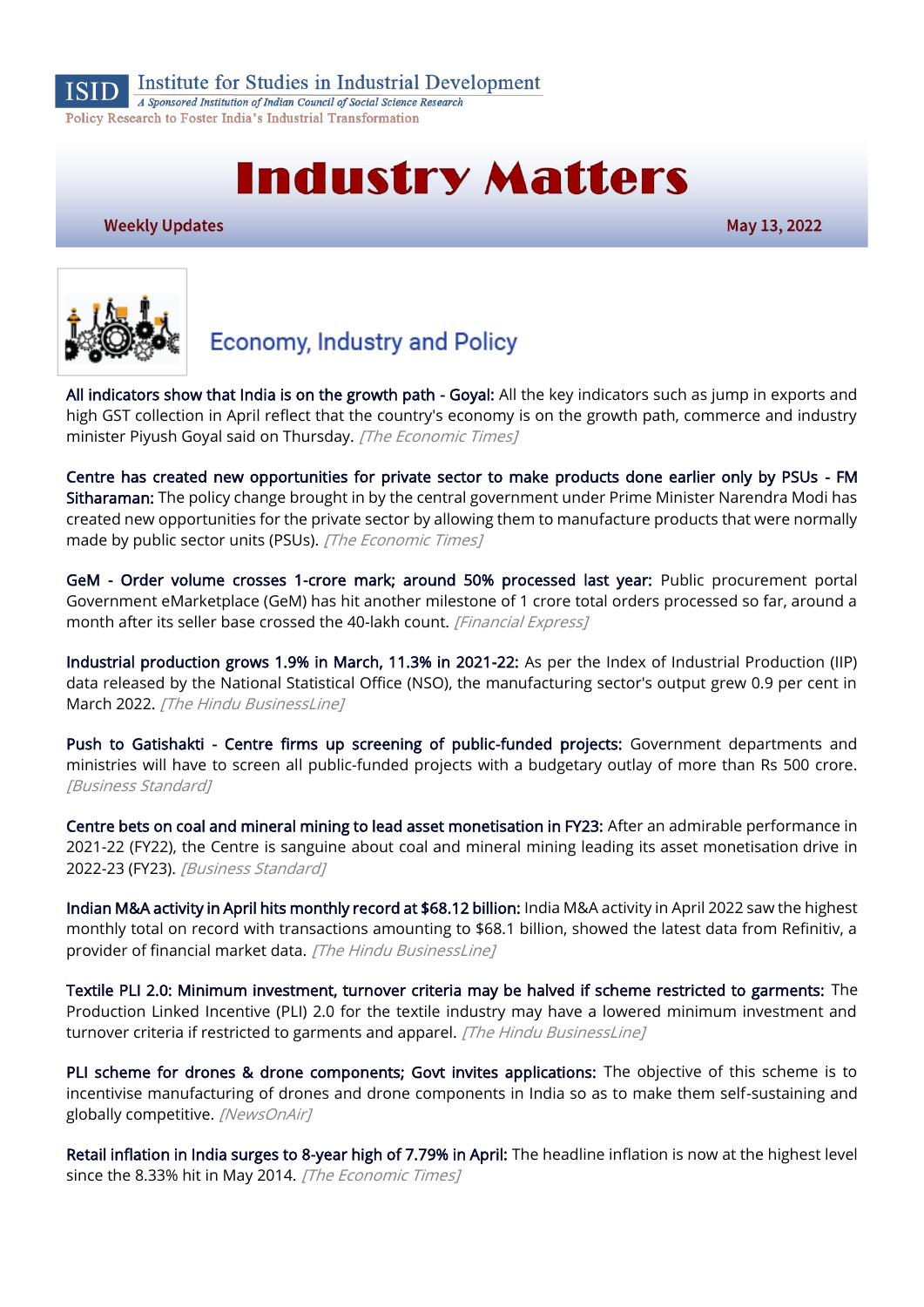ISID Institute for Studies in Industrial Development

*A Sponsored Institution of Indian Council of Social Science Research*

Policy Research to Foster India's Industrial Transformation

# Industry Matters

**Weekly Updates** **May 13, 2022**

## Economy, Industry and Policy

**All indicators show that India is on the growth path - Goyal:** All the key indicators such as jump in exports and high GST collection in April reflect that the country's economy is on the growth path, commerce and industry minister Piyush Goyal said on Thursday. *[The Economic Times]*

**Centre has created new opportunities for private sector to make products done earlier only by PSUs - FM Sitharaman:** The policy change brought in by the central government under Prime Minister Narendra Modi has created new opportunities for the private sector by allowing them to manufacture products that were normally made by public sector units (PSUs). *[The Economic Times]*

**GeM - Order volume crosses 1-crore mark; around 50% processed last year:** Public procurement portal Government eMarketplace (GeM) has hit another milestone of 1 crore total orders processed so far, around a month after its seller base crossed the 40-lakh count. *[Financial Express]*

**Industrial production grows 1.9% in March, 11.3% in 2021-22:** As per the Index of Industrial Production (IIP) data released by the National Statistical Office (NSO), the manufacturing sector's output grew 0.9 per cent in March 2022. *[The Hindu BusinessLine]*

**Push to Gatishakti - Centre firms up screening of public-funded projects:** Government departments and ministries will have to screen all public-funded projects with a budgetary outlay of more than Rs 500 crore. *[Business Standard]*

**Centre bets on coal and mineral mining to lead asset monetisation in FY23:** After an admirable performance in 2021-22 (FY22), the Centre is sanguine about coal and mineral mining leading its asset monetisation drive in 2022-23 (FY23). *[Business Standard]*

**Indian M&A activity in April hits monthly record at $68.12 billion:** India M&A activity in April 2022 saw the highest monthly total on record with transactions amounting to $68.1 billion, showed the latest data from Refinitiv, a provider of financial market data. *[The Hindu BusinessLine]*

**Textile PLI 2.0: Minimum investment, turnover criteria may be halved if scheme restricted to garments:** The Production Linked Incentive (PLI) 2.0 for the textile industry may have a lowered minimum investment and turnover criteria if restricted to garments and apparel. *[The Hindu BusinessLine]*

**PLI scheme for drones & drone components; Govt invites applications:** The objective of this scheme is to incentivise manufacturing of drones and drone components in India so as to make them self-sustaining and globally competitive. *[NewsOnAir]*

**Retail inflation in India surges to 8-year high of 7.79% in April:** The headline inflation is now at the highest level since the 8.33% hit in May 2014. *[The Economic Times]*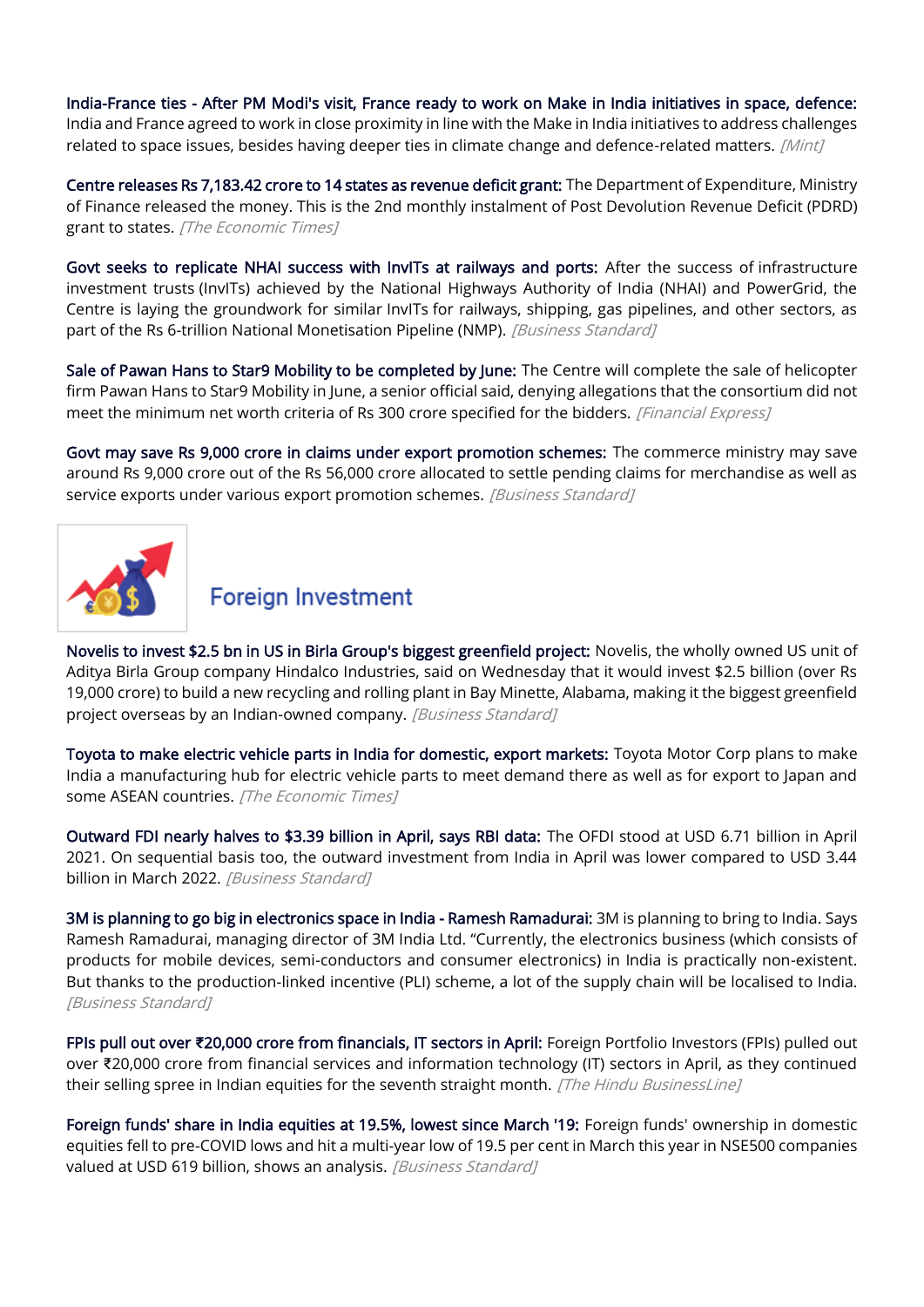**India-France ties - After PM Modi's visit, France ready to work on Make in India initiatives in space, defence:** India and France agreed to work in close proximity in line with the Make in India initiatives to address challenges related to space issues, besides having deeper ties in climate change and defence-related matters. *[Mint]*

**Centre releases Rs 7,183.42 crore to 14 states as revenue deficit grant:** The Department of Expenditure, Ministry of Finance released the money. This is the 2nd monthly instalment of Post Devolution Revenue Deficit (PDRD) grant to states. *[The Economic Times]*

**Govt seeks to replicate NHAI success with InvITs at railways and ports:** After the success of infrastructure investment trusts (InvITs) achieved by the National Highways Authority of India (NHAI) and PowerGrid, the Centre is laying the groundwork for similar InvITs for railways, shipping, gas pipelines, and other sectors, as part of the Rs 6-trillion National Monetisation Pipeline (NMP). *[Business Standard]*

**Sale of Pawan Hans to Star9 Mobility to be completed by June:** The Centre will complete the sale of helicopter firm Pawan Hans to Star9 Mobility in June, a senior official said, denying allegations that the consortium did not meet the minimum net worth criteria of Rs 300 crore specified for the bidders. *[Financial Express]*

**Govt may save Rs 9,000 crore in claims under export promotion schemes:** The commerce ministry may save around Rs 9,000 crore out of the Rs 56,000 crore allocated to settle pending claims for merchandise as well as service exports under various export promotion schemes. *[Business Standard]*

## Foreign Investment

**Novelis to invest $2.5 bn in US in Birla Group's biggest greenfield project:** Novelis, the wholly owned US unit of Aditya Birla Group company Hindalco Industries, said on Wednesday that it would invest $2.5 billion (over Rs 19,000 crore) to build a new recycling and rolling plant in Bay Minette, Alabama, making it the biggest greenfield project overseas by an Indian-owned company. *[Business Standard]*

**Toyota to make electric vehicle parts in India for domestic, export markets:** Toyota Motor Corp plans to make India a manufacturing hub for electric vehicle parts to meet demand there as well as for export to Japan and some ASEAN countries. *[The Economic Times]*

**Outward FDI nearly halves to $3.39 billion in April, says RBI data:** The OFDI stood at USD 6.71 billion in April 2021. On sequential basis too, the outward investment from India in April was lower compared to USD 3.44 billion in March 2022. *[Business Standard]*

**3M is planning to go big in electronics space in India - Ramesh Ramadurai:** 3M is planning to bring to India. Says Ramesh Ramadurai, managing director of 3M India Ltd. "Currently, the electronics business (which consists of products for mobile devices, semi-conductors and consumer electronics) in India is practically non-existent. But thanks to the production-linked incentive (PLI) scheme, a lot of the supply chain will be localised to India. *[Business Standard]*

**FPIs pull out over ₹20,000 crore from financials, IT sectors in April:** Foreign Portfolio Investors (FPIs) pulled out over ₹20,000 crore from financial services and information technology (IT) sectors in April, as they continued their selling spree in Indian equities for the seventh straight month. *[The Hindu BusinessLine]*

**Foreign funds' share in India equities at 19.5%, lowest since March '19:** Foreign funds' ownership in domestic equities fell to pre-COVID lows and hit a multi-year low of 19.5 per cent in March this year in NSE500 companies valued at USD 619 billion, shows an analysis. *[Business Standard]*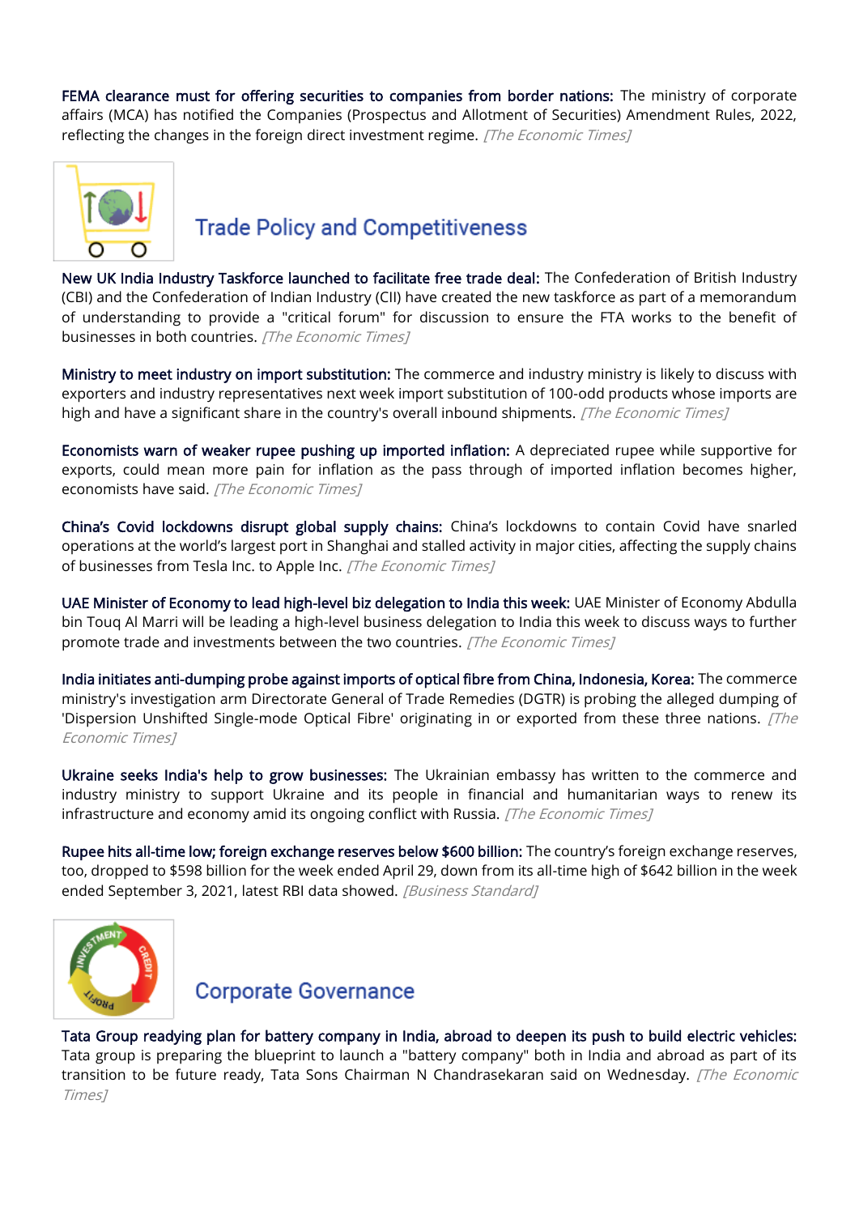**FEMA clearance must for offering securities to companies from border nations:** The ministry of corporate affairs (MCA) has notified the Companies (Prospectus and Allotment of Securities) Amendment Rules, 2022, reflecting the changes in the foreign direct investment regime. *[The Economic Times]*

## Trade Policy and Competitiveness

**New UK India Industry Taskforce launched to facilitate free trade deal:** The Confederation of British Industry (CBI) and the Confederation of Indian Industry (CII) have created the new taskforce as part of a memorandum of understanding to provide a "critical forum" for discussion to ensure the FTA works to the benefit of businesses in both countries. *[The Economic Times]*

**Ministry to meet industry on import substitution:** The commerce and industry ministry is likely to discuss with exporters and industry representatives next week import substitution of 100-odd products whose imports are high and have a significant share in the country's overall inbound shipments. *[The Economic Times]*

**Economists warn of weaker rupee pushing up imported inflation:** A depreciated rupee while supportive for exports, could mean more pain for inflation as the pass through of imported inflation becomes higher, economists have said. *[The Economic Times]*

**China's Covid lockdowns disrupt global supply chains:** China's lockdowns to contain Covid have snarled operations at the world's largest port in Shanghai and stalled activity in major cities, affecting the supply chains of businesses from Tesla Inc. to Apple Inc. *[The Economic Times]*

**UAE Minister of Economy to lead high-level biz delegation to India this week:** UAE Minister of Economy Abdulla bin Touq Al Marri will be leading a high-level business delegation to India this week to discuss ways to further promote trade and investments between the two countries. *[The Economic Times]*

**India initiates anti-dumping probe against imports of optical fibre from China, Indonesia, Korea:** The commerce ministry's investigation arm Directorate General of Trade Remedies (DGTR) is probing the alleged dumping of 'Dispersion Unshifted Single-mode Optical Fibre' originating in or exported from these three nations. *[The Economic Times]*

**Ukraine seeks India's help to grow businesses:** The Ukrainian embassy has written to the commerce and industry ministry to support Ukraine and its people in financial and humanitarian ways to renew its infrastructure and economy amid its ongoing conflict with Russia. *[The Economic Times]*

**Rupee hits all-time low; foreign exchange reserves below $600 billion:** The country's foreign exchange reserves, too, dropped to $598 billion for the week ended April 29, down from its all-time high of $642 billion in the week ended September 3, 2021, latest RBI data showed. *[Business Standard]*

## Corporate Governance

**Tata Group readying plan for battery company in India, abroad to deepen its push to build electric vehicles:** Tata group is preparing the blueprint to launch a "battery company" both in India and abroad as part of its transition to be future ready, Tata Sons Chairman N Chandrasekaran said on Wednesday. *[The Economic Times]*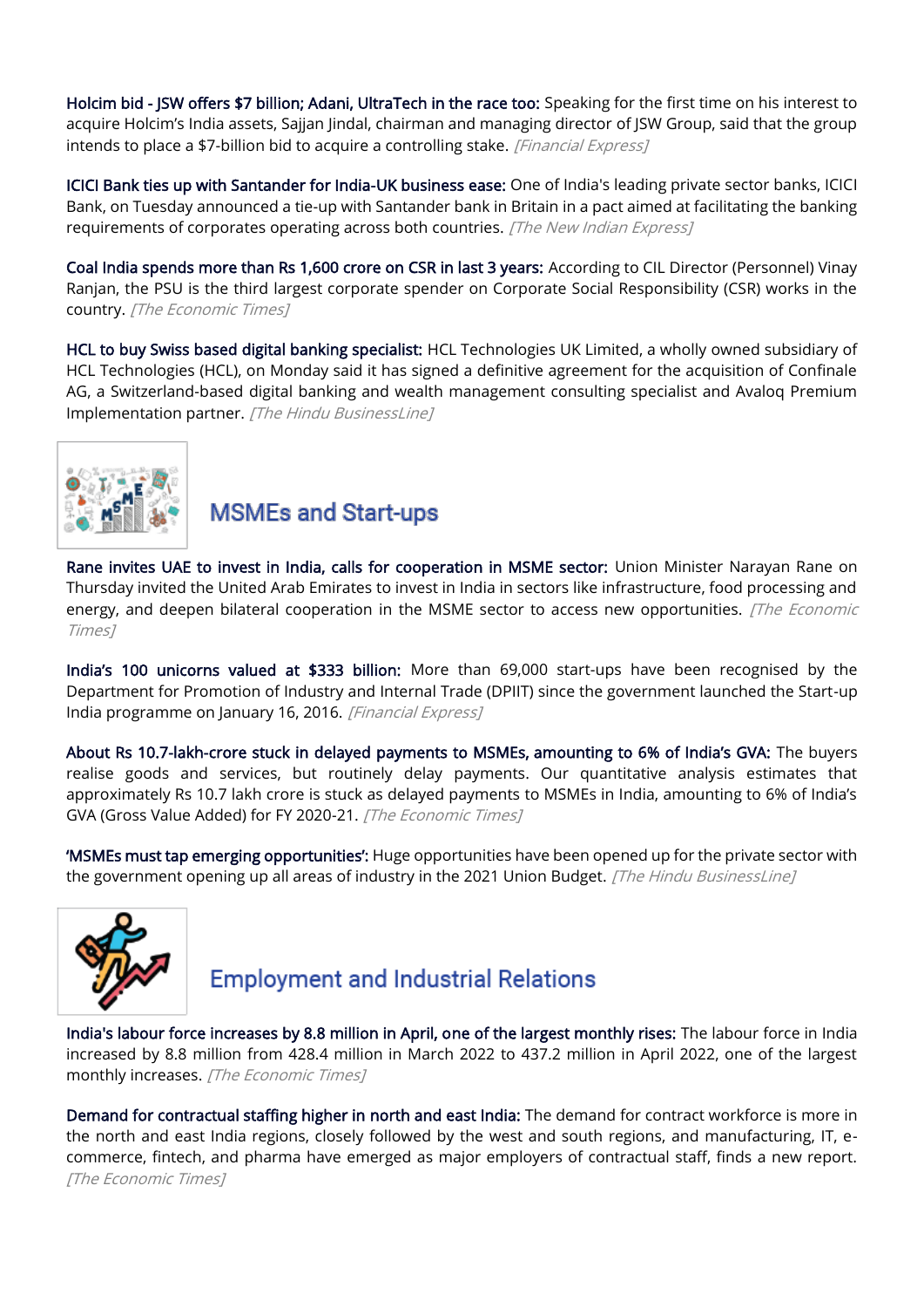**Holcim bid - JSW offers $7 billion; Adani, UltraTech in the race too:** Speaking for the first time on his interest to acquire Holcim's India assets, Sajjan Jindal, chairman and managing director of JSW Group, said that the group intends to place a $7-billion bid to acquire a controlling stake. *[Financial Express]*

**ICICI Bank ties up with Santander for India-UK business ease:** One of India's leading private sector banks, ICICI Bank, on Tuesday announced a tie-up with Santander bank in Britain in a pact aimed at facilitating the banking requirements of corporates operating across both countries. *[The New Indian Express]*

**Coal India spends more than Rs 1,600 crore on CSR in last 3 years:** According to CIL Director (Personnel) Vinay Ranjan, the PSU is the third largest corporate spender on Corporate Social Responsibility (CSR) works in the country. *[The Economic Times]*

**HCL to buy Swiss based digital banking specialist:** HCL Technologies UK Limited, a wholly owned subsidiary of HCL Technologies (HCL), on Monday said it has signed a definitive agreement for the acquisition of Confinale AG, a Switzerland-based digital banking and wealth management consulting specialist and Avaloq Premium Implementation partner. *[The Hindu BusinessLine]*

## MSMEs and Start-ups

**Rane invites UAE to invest in India, calls for cooperation in MSME sector:** Union Minister Narayan Rane on Thursday invited the United Arab Emirates to invest in India in sectors like infrastructure, food processing and energy, and deepen bilateral cooperation in the MSME sector to access new opportunities. *[The Economic Times]*

**India's 100 unicorns valued at $333 billion:** More than 69,000 start-ups have been recognised by the Department for Promotion of Industry and Internal Trade (DPIIT) since the government launched the Start-up India programme on January 16, 2016. *[Financial Express]*

**About Rs 10.7-lakh-crore stuck in delayed payments to MSMEs, amounting to 6% of India's GVA:** The buyers realise goods and services, but routinely delay payments. Our quantitative analysis estimates that approximately Rs 10.7 lakh crore is stuck as delayed payments to MSMEs in India, amounting to 6% of India's GVA (Gross Value Added) for FY 2020-21. *[The Economic Times]*

**'MSMEs must tap emerging opportunities':** Huge opportunities have been opened up for the private sector with the government opening up all areas of industry in the 2021 Union Budget. *[The Hindu BusinessLine]*

## Employment and Industrial Relations

**India's labour force increases by 8.8 million in April, one of the largest monthly rises:** The labour force in India increased by 8.8 million from 428.4 million in March 2022 to 437.2 million in April 2022, one of the largest monthly increases. *[The Economic Times]*

**Demand for contractual staffing higher in north and east India:** The demand for contract workforce is more in the north and east India regions, closely followed by the west and south regions, and manufacturing, IT, e-commerce, fintech, and pharma have emerged as major employers of contractual staff, finds a new report. *[The Economic Times]*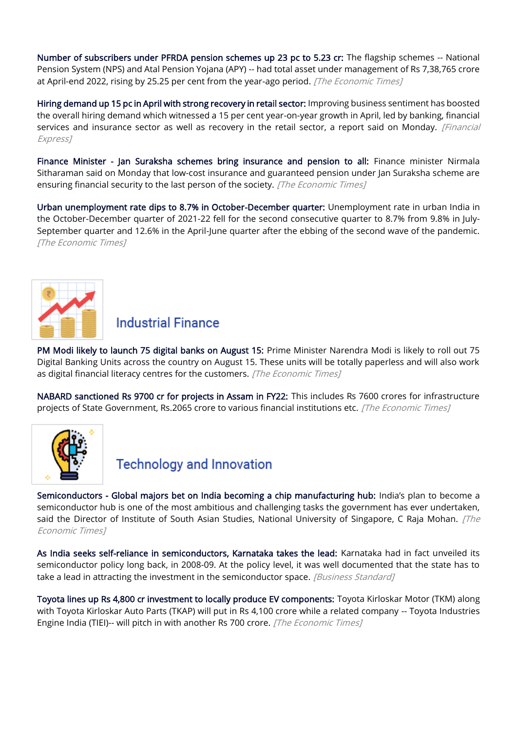**Number of subscribers under PFRDA pension schemes up 23 pc to 5.23 cr:** The flagship schemes -- National Pension System (NPS) and Atal Pension Yojana (APY) -- had total asset under management of Rs 7,38,765 crore at April-end 2022, rising by 25.25 per cent from the year-ago period. *[The Economic Times]*

**Hiring demand up 15 pc in April with strong recovery in retail sector:** Improving business sentiment has boosted the overall hiring demand which witnessed a 15 per cent year-on-year growth in April, led by banking, financial services and insurance sector as well as recovery in the retail sector, a report said on Monday. *[Financial Express]*

**Finance Minister - Jan Suraksha schemes bring insurance and pension to all:** Finance minister Nirmala Sitharaman said on Monday that low-cost insurance and guaranteed pension under Jan Suraksha scheme are ensuring financial security to the last person of the society. *[The Economic Times]*

**Urban unemployment rate dips to 8.7% in October-December quarter:** Unemployment rate in urban India in the October-December quarter of 2021-22 fell for the second consecutive quarter to 8.7% from 9.8% in July-September quarter and 12.6% in the April-June quarter after the ebbing of the second wave of the pandemic. *[The Economic Times]*

## Industrial Finance

**PM Modi likely to launch 75 digital banks on August 15:** Prime Minister Narendra Modi is likely to roll out 75 Digital Banking Units across the country on August 15. These units will be totally paperless and will also work as digital financial literacy centres for the customers. *[The Economic Times]*

**NABARD sanctioned Rs 9700 cr for projects in Assam in FY22:** This includes Rs 7600 crores for infrastructure projects of State Government, Rs.2065 crore to various financial institutions etc. *[The Economic Times]*

## Technology and Innovation

**Semiconductors - Global majors bet on India becoming a chip manufacturing hub:** India's plan to become a semiconductor hub is one of the most ambitious and challenging tasks the government has ever undertaken, said the Director of Institute of South Asian Studies, National University of Singapore, C Raja Mohan. *[The Economic Times]*

**As India seeks self-reliance in semiconductors, Karnataka takes the lead:** Karnataka had in fact unveiled its semiconductor policy long back, in 2008-09. At the policy level, it was well documented that the state has to take a lead in attracting the investment in the semiconductor space. *[Business Standard]*

**Toyota lines up Rs 4,800 cr investment to locally produce EV components:** Toyota Kirloskar Motor (TKM) along with Toyota Kirloskar Auto Parts (TKAP) will put in Rs 4,100 crore while a related company -- Toyota Industries Engine India (TIEI)-- will pitch in with another Rs 700 crore. *[The Economic Times]*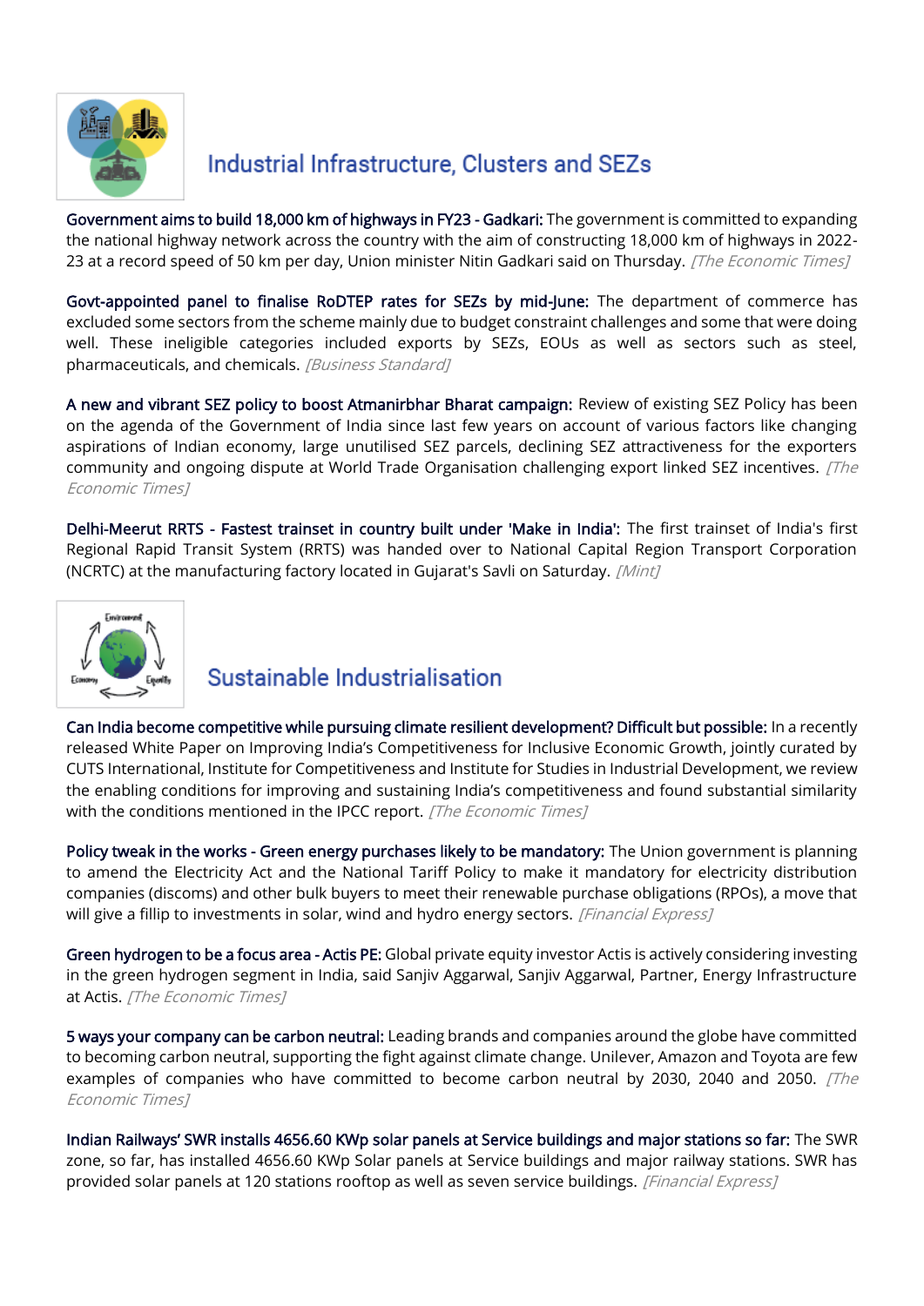## Industrial Infrastructure, Clusters and SEZs

**Government aims to build 18,000 km of highways in FY23 - Gadkari:** The government is committed to expanding the national highway network across the country with the aim of constructing 18,000 km of highways in 2022-23 at a record speed of 50 km per day, Union minister Nitin Gadkari said on Thursday. *[The Economic Times]*

**Govt-appointed panel to finalise RoDTEP rates for SEZs by mid-June:** The department of commerce has excluded some sectors from the scheme mainly due to budget constraint challenges and some that were doing well. These ineligible categories included exports by SEZs, EOUs as well as sectors such as steel, pharmaceuticals, and chemicals. *[Business Standard]*

**A new and vibrant SEZ policy to boost Atmanirbhar Bharat campaign:** Review of existing SEZ Policy has been on the agenda of the Government of India since last few years on account of various factors like changing aspirations of Indian economy, large unutilised SEZ parcels, declining SEZ attractiveness for the exporters community and ongoing dispute at World Trade Organisation challenging export linked SEZ incentives. *[The Economic Times]*

**Delhi-Meerut RRTS - Fastest trainset in country built under 'Make in India':** The first trainset of India's first Regional Rapid Transit System (RRTS) was handed over to National Capital Region Transport Corporation (NCRTC) at the manufacturing factory located in Gujarat's Savli on Saturday. *[Mint]*

## Sustainable Industrialisation

**Can India become competitive while pursuing climate resilient development? Difficult but possible:** In a recently released White Paper on Improving India's Competitiveness for Inclusive Economic Growth, jointly curated by CUTS International, Institute for Competitiveness and Institute for Studies in Industrial Development, we review the enabling conditions for improving and sustaining India's competitiveness and found substantial similarity with the conditions mentioned in the IPCC report. *[The Economic Times]*

**Policy tweak in the works - Green energy purchases likely to be mandatory:** The Union government is planning to amend the Electricity Act and the National Tariff Policy to make it mandatory for electricity distribution companies (discoms) and other bulk buyers to meet their renewable purchase obligations (RPOs), a move that will give a fillip to investments in solar, wind and hydro energy sectors. *[Financial Express]*

**Green hydrogen to be a focus area - Actis PE:** Global private equity investor Actis is actively considering investing in the green hydrogen segment in India, said Sanjiv Aggarwal, Sanjiv Aggarwal, Partner, Energy Infrastructure at Actis. *[The Economic Times]*

**5 ways your company can be carbon neutral:** Leading brands and companies around the globe have committed to becoming carbon neutral, supporting the fight against climate change. Unilever, Amazon and Toyota are few examples of companies who have committed to become carbon neutral by 2030, 2040 and 2050. *[The Economic Times]*

**Indian Railways' SWR installs 4656.60 KWp solar panels at Service buildings and major stations so far:** The SWR zone, so far, has installed 4656.60 KWp Solar panels at Service buildings and major railway stations. SWR has provided solar panels at 120 stations rooftop as well as seven service buildings. *[Financial Express]*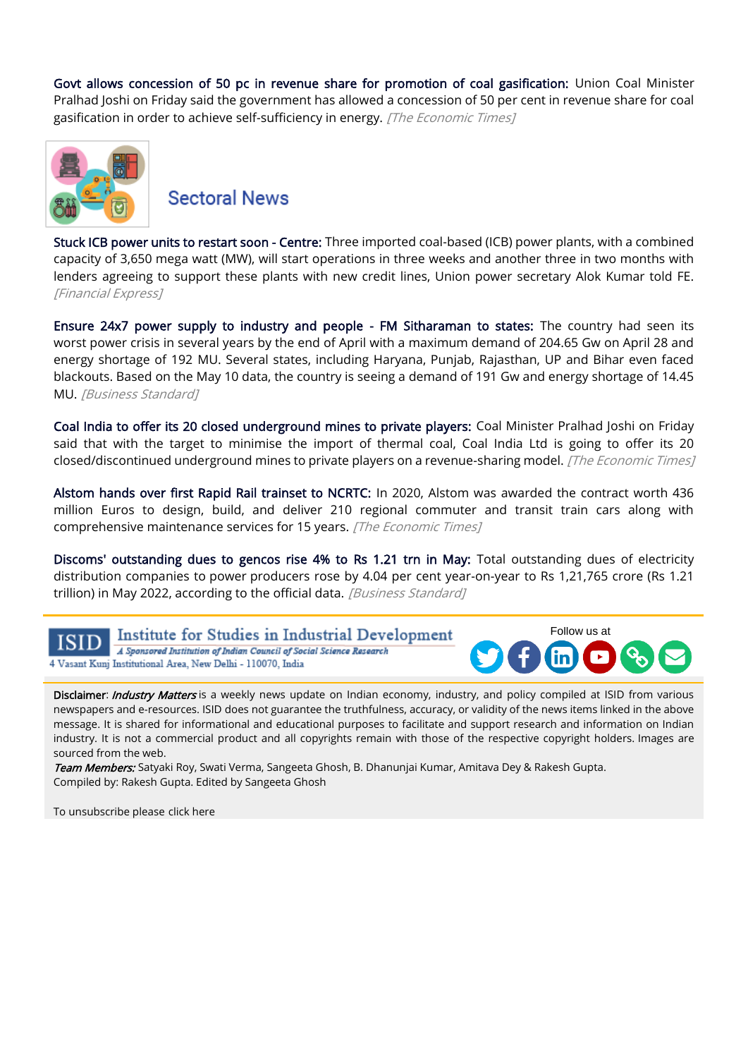**Govt allows concession of 50 pc in revenue share for promotion of coal gasification:** Union Coal Minister Pralhad Joshi on Friday said the government has allowed a concession of 50 per cent in revenue share for coal gasification in order to achieve self-sufficiency in energy. *[The Economic Times]*

## Sectoral News

**Stuck ICB power units to restart soon - Centre:** Three imported coal-based (ICB) power plants, with a combined capacity of 3,650 mega watt (MW), will start operations in three weeks and another three in two months with lenders agreeing to support these plants with new credit lines, Union power secretary Alok Kumar told FE. *[Financial Express]*

**Ensure 24x7 power supply to industry and people - FM Sitharaman to states:** The country had seen its worst power crisis in several years by the end of April with a maximum demand of 204.65 Gw on April 28 and energy shortage of 192 MU. Several states, including Haryana, Punjab, Rajasthan, UP and Bihar even faced blackouts. Based on the May 10 data, the country is seeing a demand of 191 Gw and energy shortage of 14.45 MU. *[Business Standard]*

**Coal India to offer its 20 closed underground mines to private players:** Coal Minister Pralhad Joshi on Friday said that with the target to minimise the import of thermal coal, Coal India Ltd is going to offer its 20 closed/discontinued underground mines to private players on a revenue-sharing model. *[The Economic Times]*

**Alstom hands over first Rapid Rail trainset to NCRTC:** In 2020, Alstom was awarded the contract worth 436 million Euros to design, build, and deliver 210 regional commuter and transit train cars along with comprehensive maintenance services for 15 years. *[The Economic Times]*

**Discoms' outstanding dues to gencos rise 4% to Rs 1.21 trn in May:** Total outstanding dues of electricity distribution companies to power producers rose by 4.04 per cent year-on-year to Rs 1,21,765 crore (Rs 1.21 trillion) in May 2022, according to the official data. *[Business Standard]*

---

**ISID Institute for Studies in Industrial Development**
*A Sponsored Institution of Indian Council of Social Science Research*
4 Vasant Kunj Institutional Area, New Delhi - 110070, India

Follow us at

Disclaimer: *Industry Matters* is a weekly news update on Indian economy, industry, and policy compiled at ISID from various newspapers and e-resources. ISID does not guarantee the truthfulness, accuracy, or validity of the news items linked in the above message. It is shared for informational and educational purposes to facilitate and support research and information on Indian industry. It is not a commercial product and all copyrights remain with those of the respective copyright holders. Images are sourced from the web.

*Team Members:* Satyaki Roy, Swati Verma, Sangeeta Ghosh, B. Dhanunjai Kumar, Amitava Dey & Rakesh Gupta.
Compiled by: Rakesh Gupta. Edited by Sangeeta Ghosh

To unsubscribe please click here